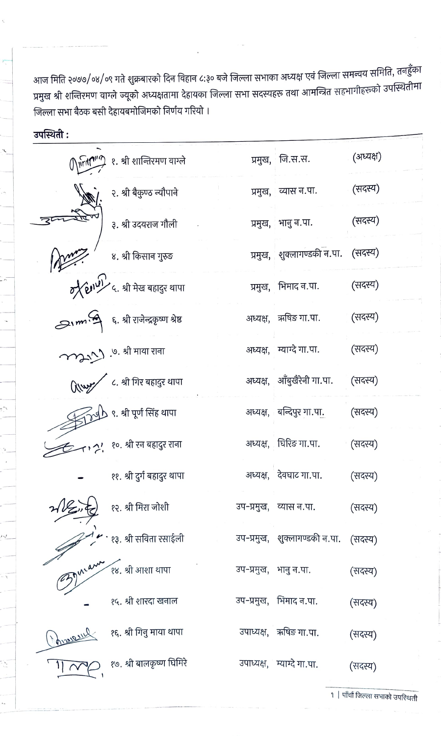आज मिति २०७७/०४/०९ गते शुक्रबारको दिन विहान ८:३० बजे जिल्ला सभाका अध्यक्ष एवं जिल्ला समन्वय समिति, तनहुँका प्रमुख श्री शन्तिरमण वाग्ले ज्यूको अध्यक्षतामा देहायका जिल्ला सभा सदस्यहरु तथा आमन्त्रित सहभागीहरुको उपस्थितीमा जिल्ला सभा बैठक बसी देहायबमोजिमको निर्णय गरियो ।

**उपस्थिती :**

| | नाम | पद | संस्था | |
|---|---|---|---|---|
| | १. श्री शान्तिरमण वाग्ले | प्रमुख, | जि.स.स. | (अध्यक्ष) |
| | २. श्री बैकुण्ठ न्यौपाने | प्रमुख, | व्यास न.पा. | (सदस्य) |
| | ३. श्री उदयराज गौली | प्रमुख, | भानु न.पा. | (सदस्य) |
| | ४. श्री किसान गुरुङ | प्रमुख, | शुक्लागण्डकी न.पा. | (सदस्य) |
| | ५. श्री मेख बहादुर थापा | प्रमुख, | भिमाद न.पा. | (सदस्य) |
| | ६. श्री राजेन्द्रकृष्ण श्रेष्ठ | अध्यक्ष, | ऋषिङ गा.पा. | (सदस्य) |
| | ७. श्री माया राना | अध्यक्ष, | म्याग्दे गा.पा. | (सदस्य) |
| | ८. श्री गिर बहादुर थापा | अध्यक्ष, | आँबुखैरेनी गा.पा. | (सदस्य) |
| | ९. श्री पूर्ण सिंह थापा | अध्यक्ष, | बन्दिपुर गा.पा. | (सदस्य) |
| | १०. श्री रन बहादुर राना | अध्यक्ष, | घिरिङ गा.पा. | (सदस्य) |
| - | ११. श्री दुर्ग बहादुर थापा | अध्यक्ष, | देवघाट गा.पा. | (सदस्य) |
| | १२. श्री मिरा जोशी | उप-प्रमुख, | व्यास न.पा. | (सदस्य) |
| | १३. श्री सविता रसाईली | उप-प्रमुख, | शुक्लागण्डकी न.पा. | (सदस्य) |
| | १४. श्री आशा थापा | उप-प्रमुख, | भानु न.पा. | (सदस्य) |
| - | १५. श्री शारदा खनाल | उप-प्रमुख, | भिमाद न.पा. | (सदस्य) |
| | १६. श्री गिनु माया थापा | उपाध्यक्ष, | ऋषिङ गा.पा. | (सदस्य) |
| | १७. श्री बालकृष्ण घिमिरे | उपाध्यक्ष, | म्याग्दे गा.पा. | (सदस्य) |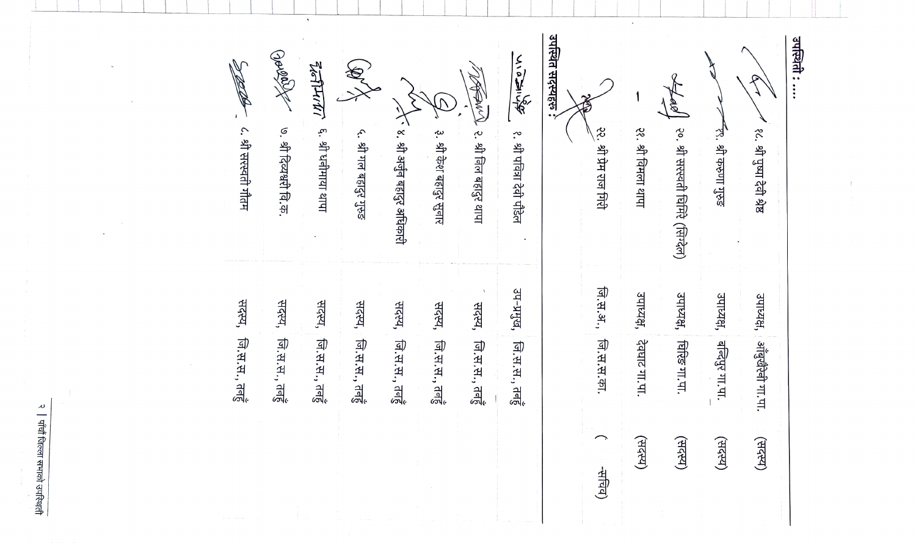**उपस्थिती : ....**

| | नाम | पद |
|---|---|---|
| १८. | श्री पुष्पा देवी श्रेष्ठ | उपाध्यक्ष, आँबुखैरेनी गा.पा. (सदस्य) |
| १९. | श्री कमला गुरुङ | उपाध्यक्ष, बन्दिपुर गा.पा. (सदस्य) |
| २०. | श्री सरस्वती घिमिरे (सिग्देल) | उपाध्यक्ष, घिरिङ गा.पा. (सदस्य) |
| २१. | श्री विमला थापा | उपाध्यक्ष, देवघाट गा.पा. (सदस्य) |
| २२. | श्री प्रेम राज गिरी | जि.स.अ., जि.स.स.का. ( -सचिव) |

**उपस्थित सदस्यहरु :**

| | नाम | पद |
|---|---|---|
| १. | श्री पवित्रा देवी पौडेल | उप-प्रमुख, जि.स.स., तनहुँ |
| २. | श्री तिल बहादुर थापा | सदस्य, जि.स.स., तनहुँ |
| ३. | श्री केशव बहादुर सुनार | सदस्य, जि.स.स., तनहुँ |
| ४. | श्री अर्जुन बहादुर अधिकारी | सदस्य, जि.स.स., तनहुँ |
| ५. | श्री गज बहादुर गुरुङ | सदस्य, जि.स.स., तनहुँ |
| ६. | श्री धनीमाया थापा | सदस्य, जि.स.स., तनहुँ |
| ७. | श्री दिव्यश्री वि.क. | सदस्य, जि.स.स., तनहुँ |
| ८. | श्री सरस्वती गौतम | सदस्य, जि.स.स., तनहुँ |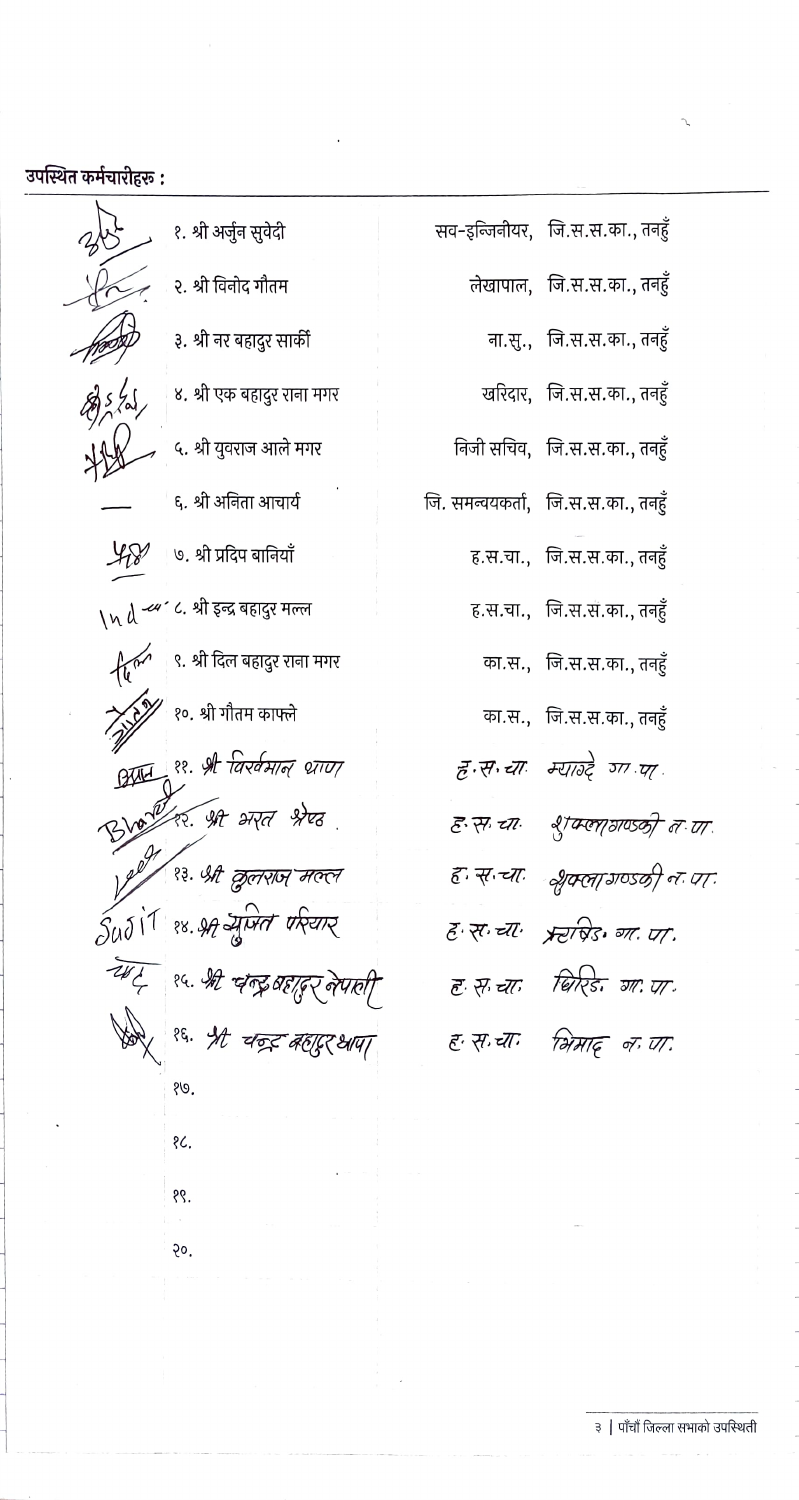**उपस्थित कर्मचारीहरू :**

| | | |
|---|---|---|
| | | |
| १. श्री अर्जुन सुवेदी | सव-इन्जिनीयर, | जि.स.स.का., तनहुँ |
| २. श्री विनोद गौतम | लेखापाल, | जि.स.स.का., तनहुँ |
| ३. श्री नर बहादुर सार्की | ना.सु., | जि.स.स.का., तनहुँ |
| ४. श्री एक बहादुर राना मगर | खरिदार, | जि.स.स.का., तनहुँ |
| ५. श्री युवराज आले मगर | निजी सचिव, | जि.स.स.का., तनहुँ |
| ६. श्री अनिता आचार्य | जि. समन्वयकर्ता, | जि.स.स.का., तनहुँ |
| ७. श्री प्रदिप बानियाँ | ह.स.चा., | जि.स.स.का., तनहुँ |
| ८. श्री इन्द्र बहादुर मल्ल | ह.स.चा., | जि.स.स.का., तनहुँ |
| ९. श्री दिल बहादुर राना मगर | का.स., | जि.स.स.का., तनहुँ |
| १०. श्री गौतम काफ्ले | का.स., | जि.स.स.का., तनहुँ |
| ११. श्री विर्खमान थापा | ह.स.चा. | म्याग्दे गा.पा. |
| १२. श्री भरत श्रेष्ठ | ह.स.चा. | शुक्लागण्डकी न.पा. |
| १३. श्री कुलराज मल्ल | ह.स.चा. | शुक्लागण्डकी न.पा. |
| १४. श्री सुजित परियार | ह.स.चा. | ऋषिङ गा.पा. |
| १५. श्री चन्द्रबहादुर नेपाली | ह.स.चा. | घिरिङ गा.पा. |
| १६. श्री चन्द्र बहादुर थापा | ह.स.चा. | भिमाद न.पा. |
| १७. | | |
| १८. | | |
| १९. | | |
| २०. | | |

३ | पाँचौं जिल्ला सभाको उपस्थिती